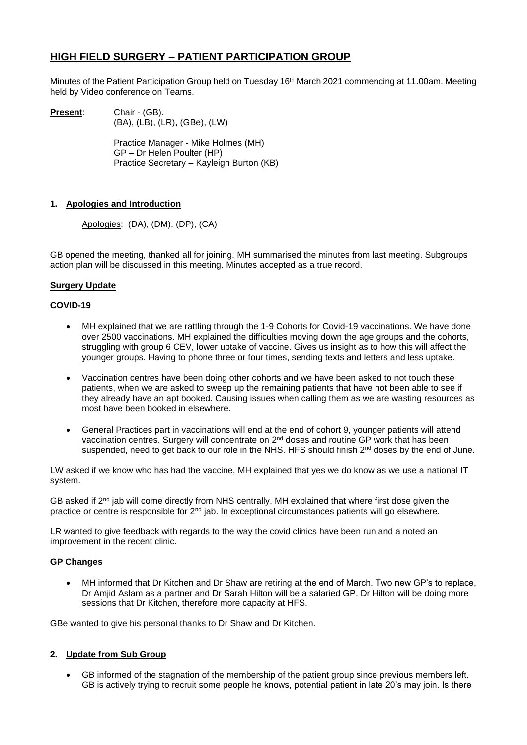# HIGH FIELD SURGERY – PATIENT PARTICIPATION GROUP

Minutes of the Patient Participation Group held on Tuesday 16th March 2021 commencing at 11.00am. Meeting held by Video conference on Teams.

**Present**: Chair - (GB).
(BA), (LB), (LR), (GBe), (LW)

Practice Manager - Mike Holmes (MH)
GP – Dr Helen Poulter (HP)
Practice Secretary – Kayleigh Burton (KB)

## 1. Apologies and Introduction

Apologies: (DA), (DM), (DP), (CA)

GB opened the meeting, thanked all for joining. MH summarised the minutes from last meeting. Subgroups action plan will be discussed in this meeting. Minutes accepted as a true record.

### Surgery Update

#### COVID-19

- MH explained that we are rattling through the 1-9 Cohorts for Covid-19 vaccinations. We have done over 2500 vaccinations. MH explained the difficulties moving down the age groups and the cohorts, struggling with group 6 CEV, lower uptake of vaccine. Gives us insight as to how this will affect the younger groups. Having to phone three or four times, sending texts and letters and less uptake.
- Vaccination centres have been doing other cohorts and we have been asked to not touch these patients, when we are asked to sweep up the remaining patients that have not been able to see if they already have an apt booked. Causing issues when calling them as we are wasting resources as most have been booked in elsewhere.
- General Practices part in vaccinations will end at the end of cohort 9, younger patients will attend vaccination centres. Surgery will concentrate on 2nd doses and routine GP work that has been suspended, need to get back to our role in the NHS. HFS should finish 2nd doses by the end of June.

LW asked if we know who has had the vaccine, MH explained that yes we do know as we use a national IT system.

GB asked if 2nd jab will come directly from NHS centrally, MH explained that where first dose given the practice or centre is responsible for 2nd jab. In exceptional circumstances patients will go elsewhere.

LR wanted to give feedback with regards to the way the covid clinics have been run and a noted an improvement in the recent clinic.

#### GP Changes

- MH informed that Dr Kitchen and Dr Shaw are retiring at the end of March. Two new GP's to replace, Dr Amjid Aslam as a partner and Dr Sarah Hilton will be a salaried GP. Dr Hilton will be doing more sessions that Dr Kitchen, therefore more capacity at HFS.

GBe wanted to give his personal thanks to Dr Shaw and Dr Kitchen.

## 2. Update from Sub Group

- GB informed of the stagnation of the membership of the patient group since previous members left. GB is actively trying to recruit some people he knows, potential patient in late 20's may join. Is there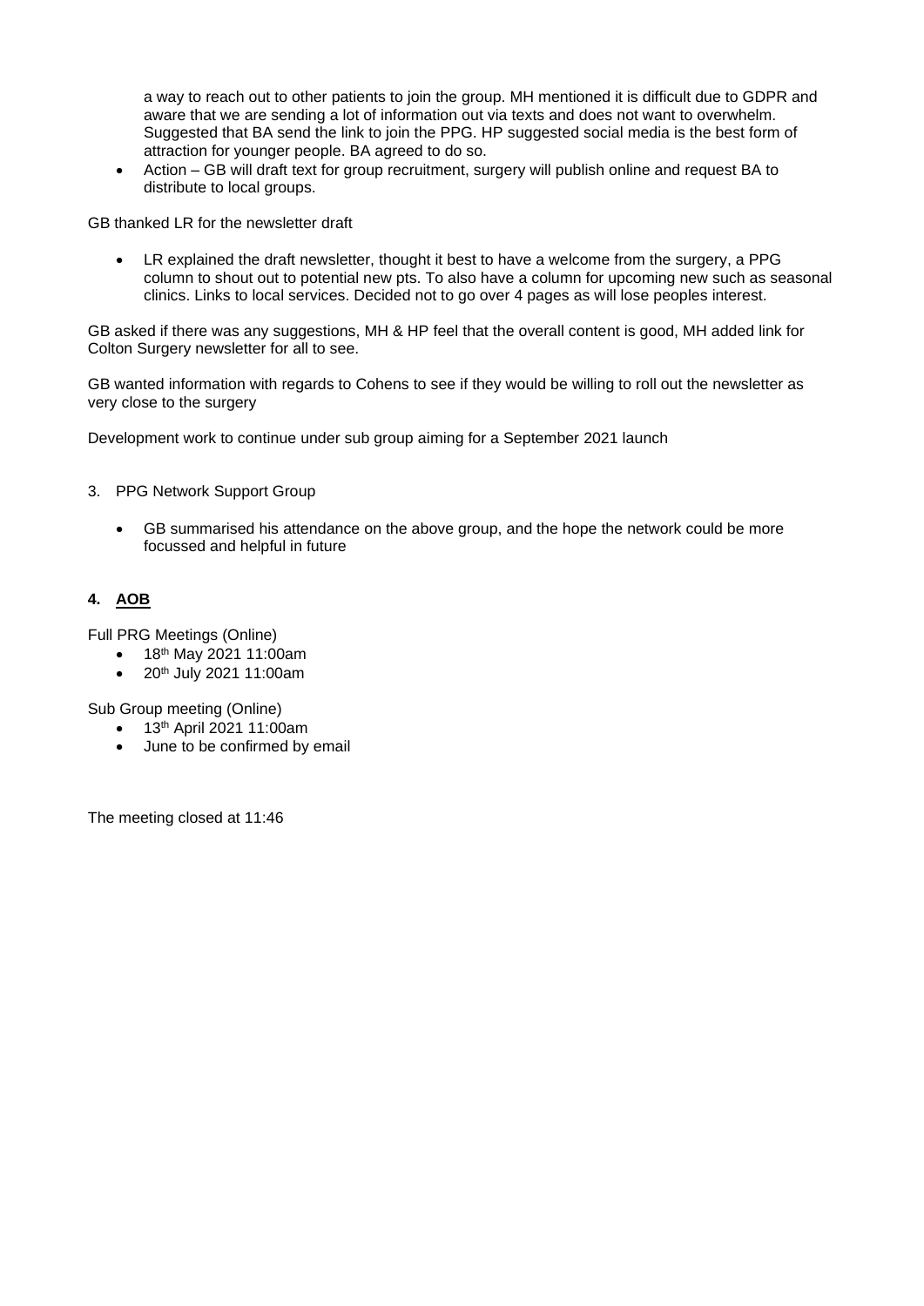a way to reach out to other patients to join the group. MH mentioned it is difficult due to GDPR and aware that we are sending a lot of information out via texts and does not want to overwhelm. Suggested that BA send the link to join the PPG. HP suggested social media is the best form of attraction for younger people. BA agreed to do so.

- Action – GB will draft text for group recruitment, surgery will publish online and request BA to distribute to local groups.

GB thanked LR for the newsletter draft

- LR explained the draft newsletter, thought it best to have a welcome from the surgery, a PPG column to shout out to potential new pts. To also have a column for upcoming new such as seasonal clinics. Links to local services. Decided not to go over 4 pages as will lose peoples interest.

GB asked if there was any suggestions, MH & HP feel that the overall content is good, MH added link for Colton Surgery newsletter for all to see.

GB wanted information with regards to Cohens to see if they would be willing to roll out the newsletter as very close to the surgery

Development work to continue under sub group aiming for a September 2021 launch

3. PPG Network Support Group

   - GB summarised his attendance on the above group, and the hope the network could be more focussed and helpful in future

## 4. AOB

Full PRG Meetings (Online)

- 18th May 2021 11:00am
- 20th July 2021 11:00am

Sub Group meeting (Online)

- 13th April 2021 11:00am
- June to be confirmed by email

The meeting closed at 11:46